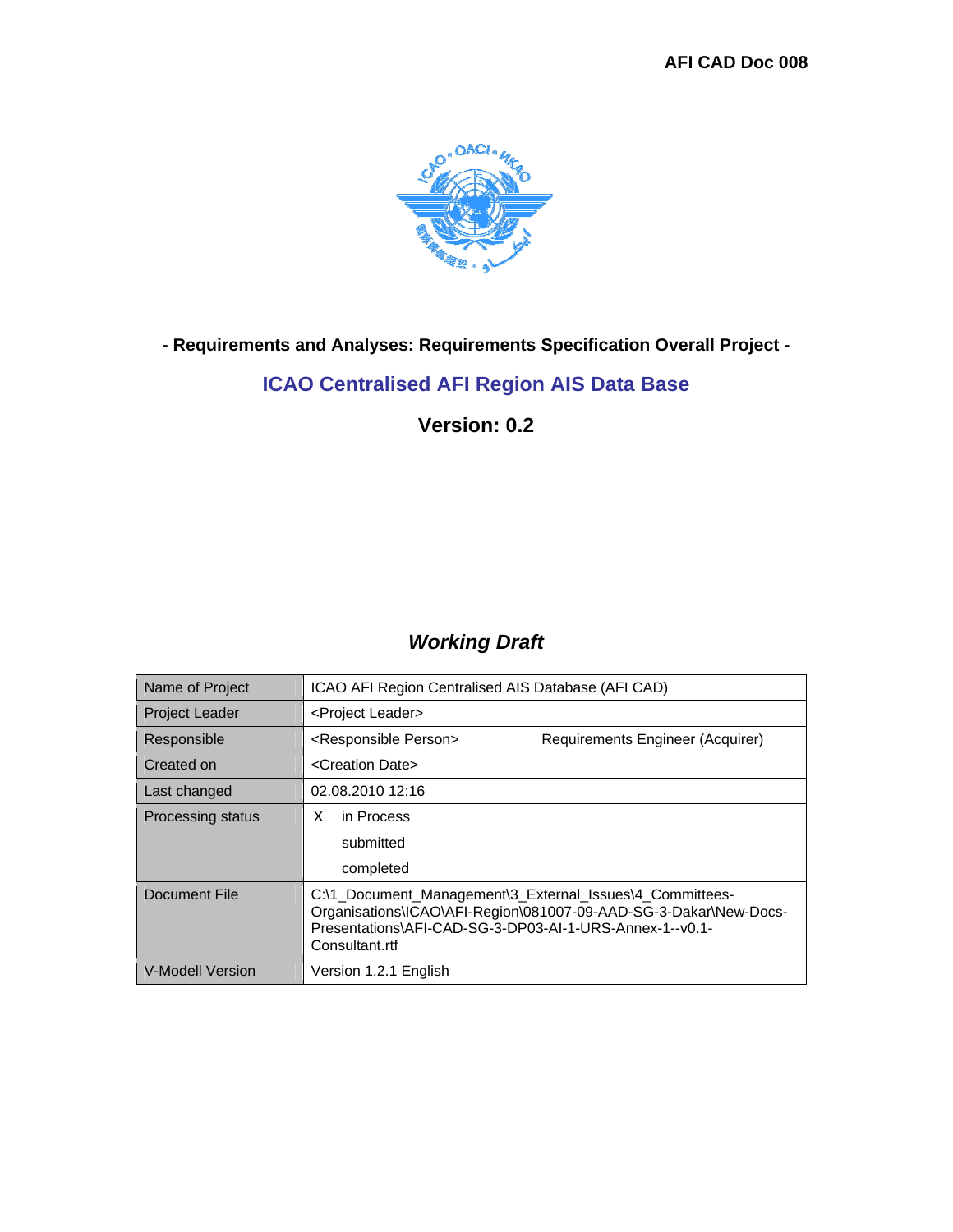AFI CAD Doc 008

**- Requirements and Analyses: Requirements Specification Overall Project -**

# ICAO Centralised AFI Region AIS Data Base

## Version: 0.2

### *Working Draft*

| | | |
|---|---|---|
| Name of Project | ICAO AFI Region Centralised AIS Database (AFI CAD) | |
| Project Leader | <Project Leader> | |
| Responsible | <Responsible Person> | Requirements Engineer (Acquirer) |
| Created on | <Creation Date> | |
| Last changed | 02.08.2010 12:16 | |
| Processing status | X | in Process |
| | | submitted |
| | | completed |
| Document File | C:\1_Document_Management\3_External_Issues\4_Committees-Organisations\ICAO\AFI-Region\081007-09-AAD-SG-3-Dakar\New-Docs-Presentations\AFI-CAD-SG-3-DP03-AI-1-URS-Annex-1--v0.1-Consultant.rtf | |
| V-Modell Version | Version 1.2.1 English | |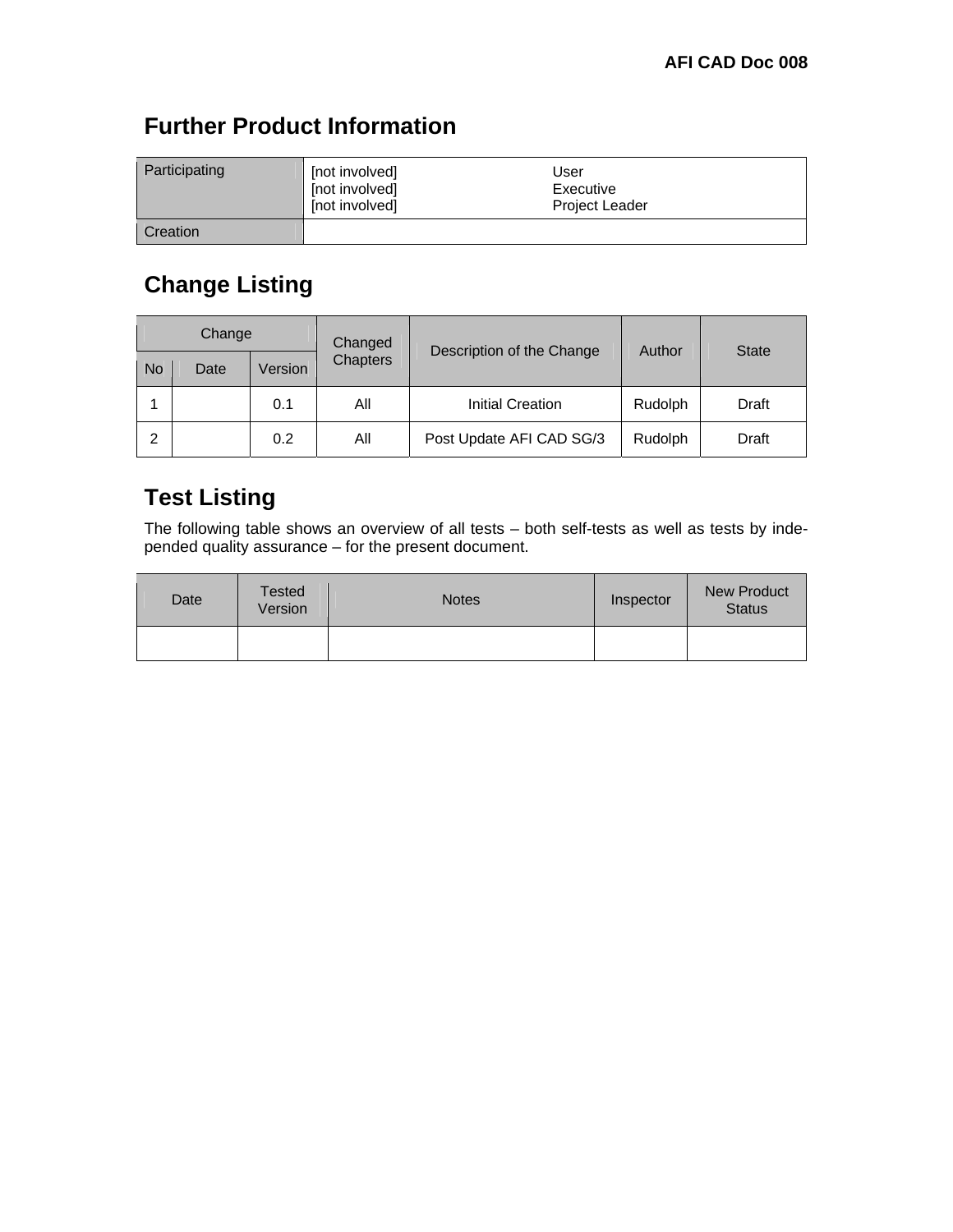# Further Product Information

| Participating | [not involved]<br>[not involved]<br>[not involved] | User<br>Executive<br>Project Leader |
|---|---|---|
| Creation | | |

# Change Listing

| Change | | | Changed Chapters | Description of the Change | Author | State |
|---|---|---|---|---|---|---|
| No | Date | Version | | | | |
| 1 | | 0.1 | All | Initial Creation | Rudolph | Draft |
| 2 | | 0.2 | All | Post Update AFI CAD SG/3 | Rudolph | Draft |

# Test Listing

The following table shows an overview of all tests – both self-tests as well as tests by independed quality assurance – for the present document.

| Date | Tested Version | Notes | Inspector | New Product Status |
|---|---|---|---|---|
| | | | | |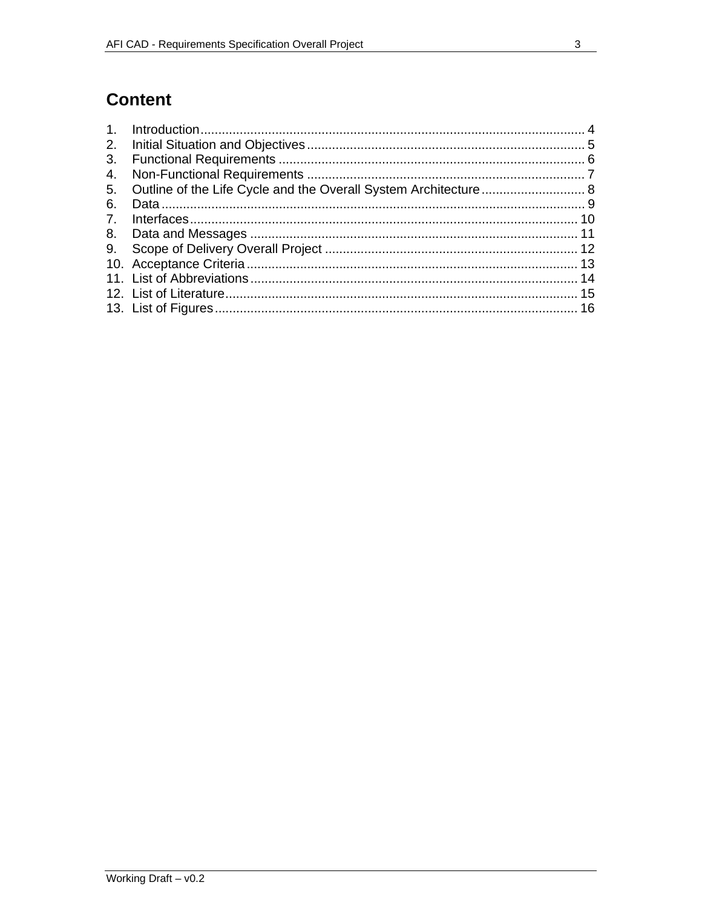# Content

1. Introduction........................................................................................................ 4
2. Initial Situation and Objectives.......................................................................... 5
3. Functional Requirements .................................................................................. 6
4. Non-Functional Requirements .......................................................................... 7
5. Outline of the Life Cycle and the Overall System Architecture............................ 8
6. Data .................................................................................................................. 9
7. Interfaces.......................................................................................................... 10
8. Data and Messages .......................................................................................... 11
9. Scope of Delivery Overall Project ..................................................................... 12
10. Acceptance Criteria.......................................................................................... 13
11. List of Abbreviations......................................................................................... 14
12. List of Literature................................................................................................ 15
13. List of Figures................................................................................................... 16

Working Draft – v0.2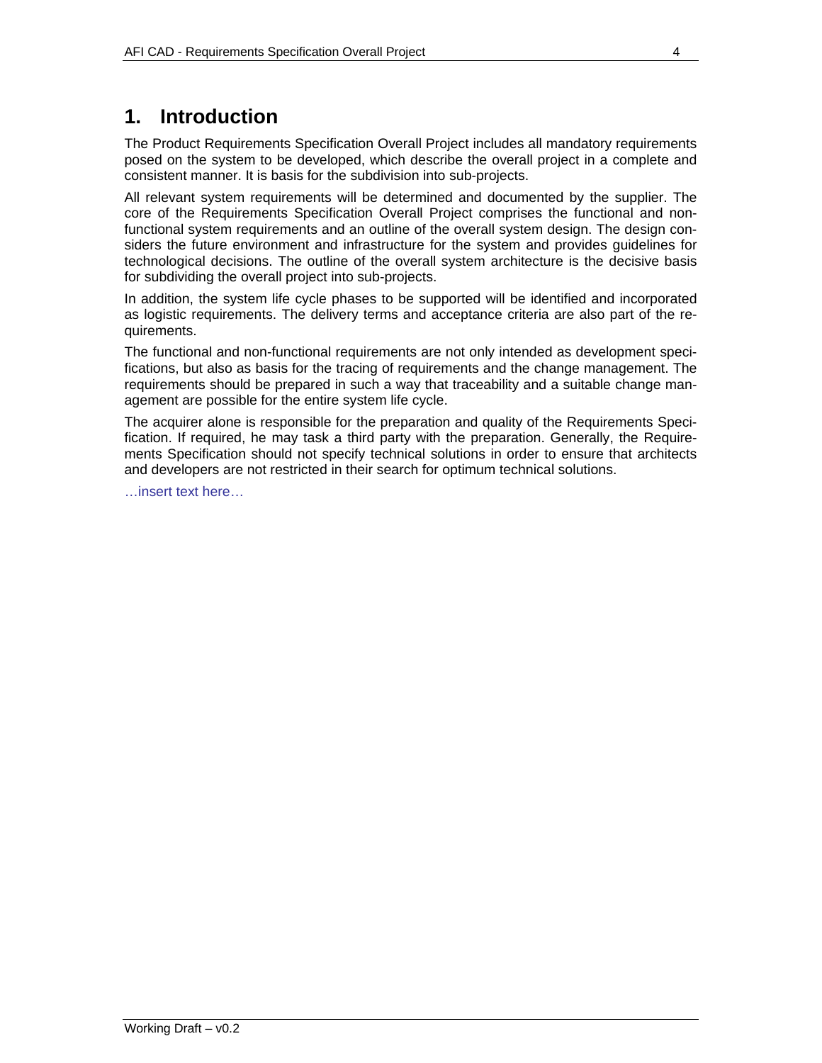# 1. Introduction

The Product Requirements Specification Overall Project includes all mandatory requirements posed on the system to be developed, which describe the overall project in a complete and consistent manner. It is basis for the subdivision into sub-projects.

All relevant system requirements will be determined and documented by the supplier. The core of the Requirements Specification Overall Project comprises the functional and non-functional system requirements and an outline of the overall system design. The design considers the future environment and infrastructure for the system and provides guidelines for technological decisions. The outline of the overall system architecture is the decisive basis for subdividing the overall project into sub-projects.

In addition, the system life cycle phases to be supported will be identified and incorporated as logistic requirements. The delivery terms and acceptance criteria are also part of the requirements.

The functional and non-functional requirements are not only intended as development specifications, but also as basis for the tracing of requirements and the change management. The requirements should be prepared in such a way that traceability and a suitable change management are possible for the entire system life cycle.

The acquirer alone is responsible for the preparation and quality of the Requirements Specification. If required, he may task a third party with the preparation. Generally, the Requirements Specification should not specify technical solutions in order to ensure that architects and developers are not restricted in their search for optimum technical solutions.

…insert text here…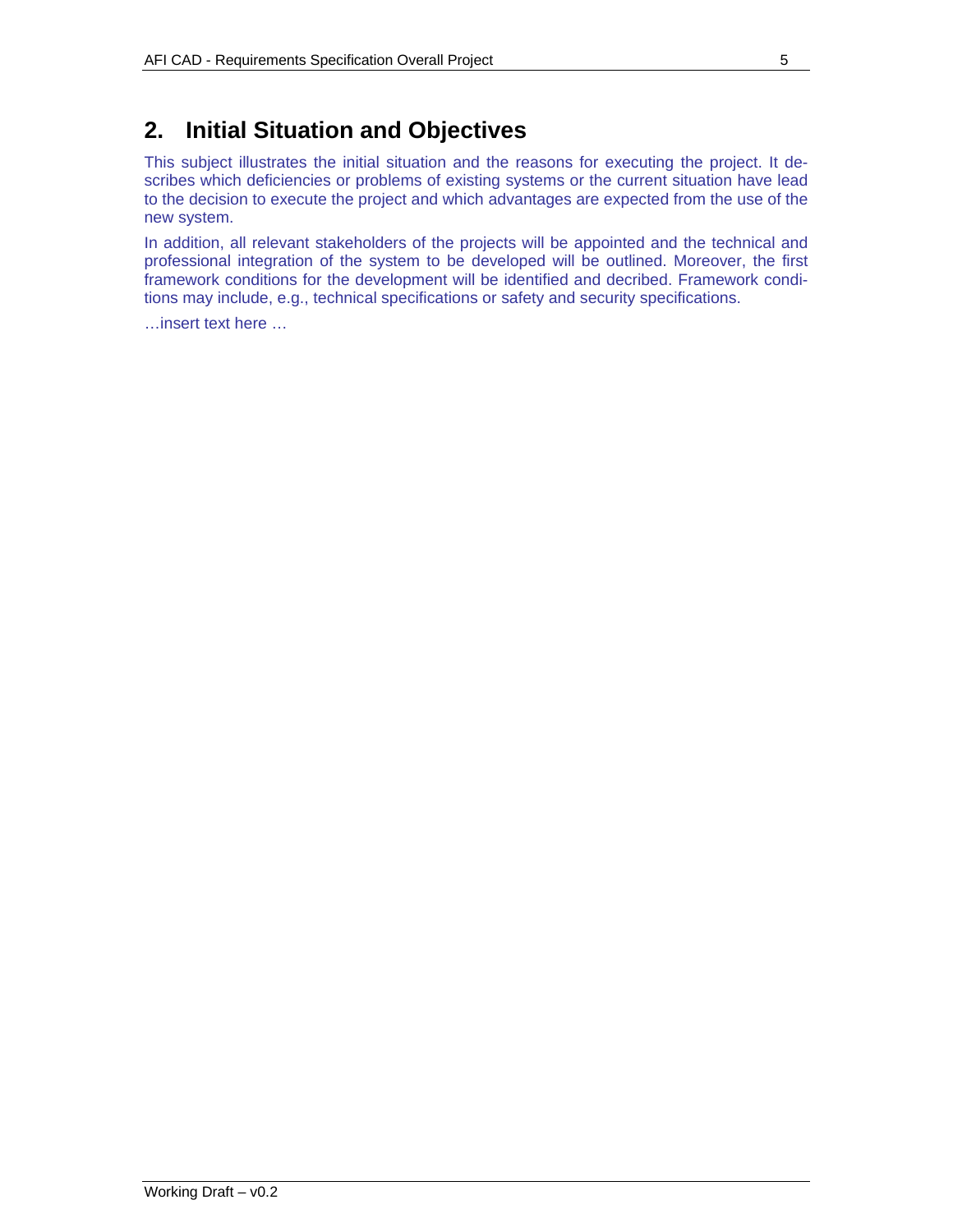# 2. Initial Situation and Objectives

This subject illustrates the initial situation and the reasons for executing the project. It describes which deficiencies or problems of existing systems or the current situation have lead to the decision to execute the project and which advantages are expected from the use of the new system.

In addition, all relevant stakeholders of the projects will be appointed and the technical and professional integration of the system to be developed will be outlined. Moreover, the first framework conditions for the development will be identified and decribed. Framework conditions may include, e.g., technical specifications or safety and security specifications.

…insert text here …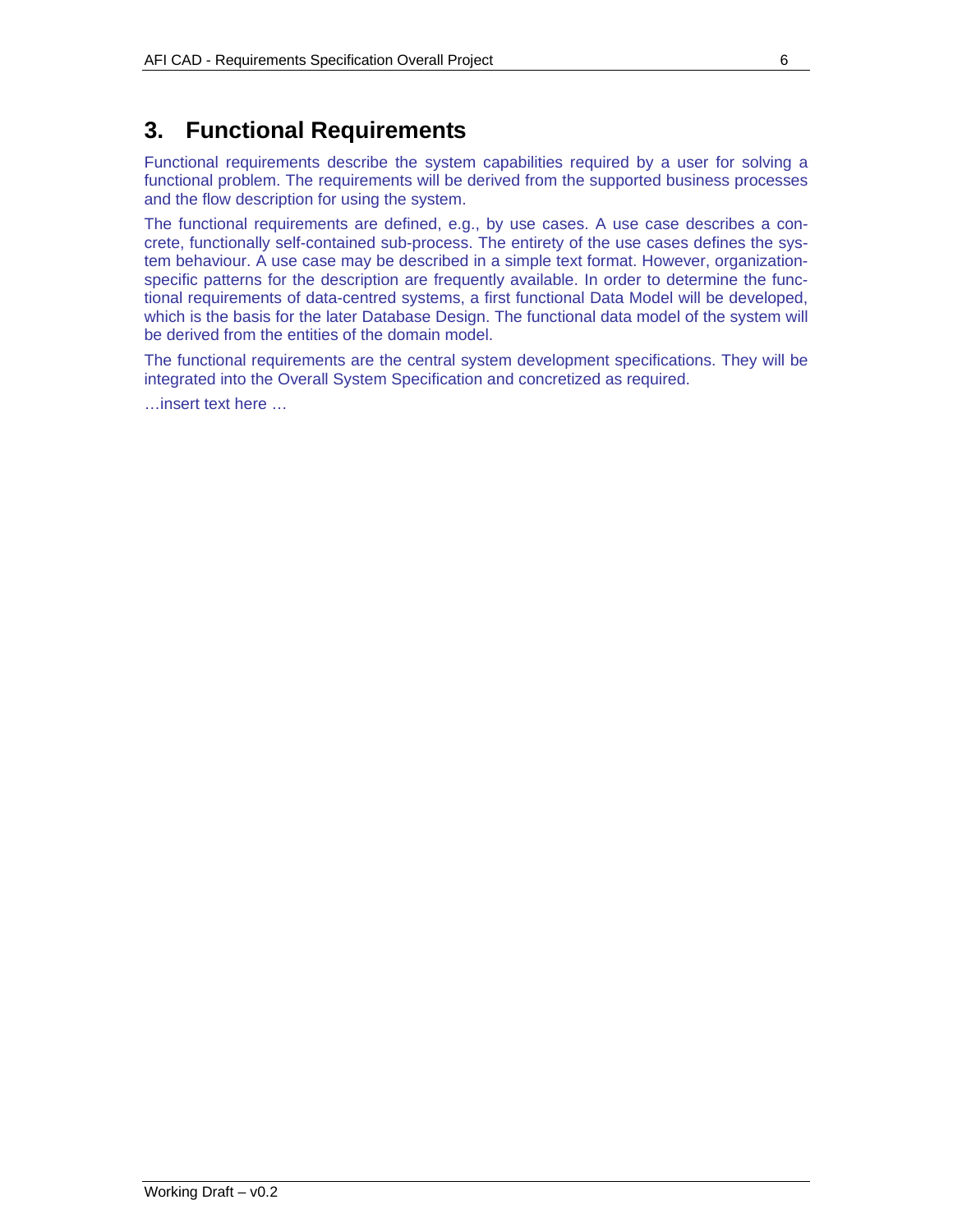# 3. Functional Requirements

Functional requirements describe the system capabilities required by a user for solving a functional problem. The requirements will be derived from the supported business processes and the flow description for using the system.

The functional requirements are defined, e.g., by use cases. A use case describes a concrete, functionally self-contained sub-process. The entirety of the use cases defines the system behaviour. A use case may be described in a simple text format. However, organization-specific patterns for the description are frequently available. In order to determine the functional requirements of data-centred systems, a first functional Data Model will be developed, which is the basis for the later Database Design. The functional data model of the system will be derived from the entities of the domain model.

The functional requirements are the central system development specifications. They will be integrated into the Overall System Specification and concretized as required.

…insert text here …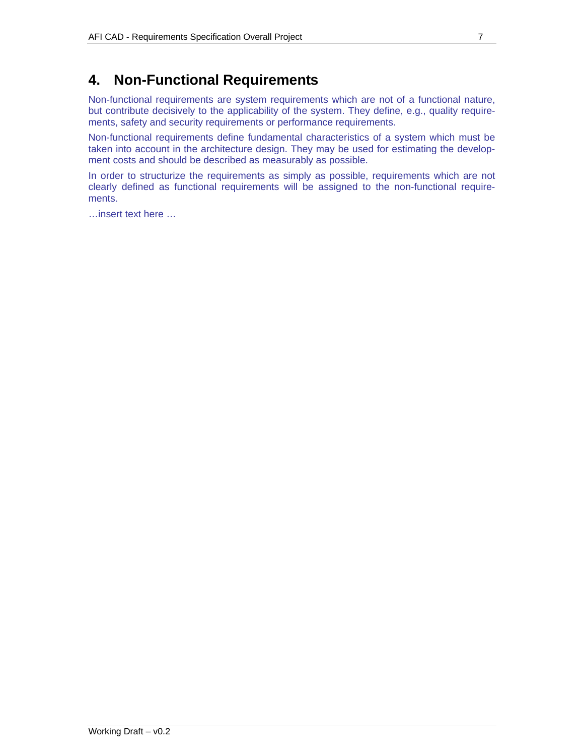# 4. Non-Functional Requirements

Non-functional requirements are system requirements which are not of a functional nature, but contribute decisively to the applicability of the system. They define, e.g., quality requirements, safety and security requirements or performance requirements.

Non-functional requirements define fundamental characteristics of a system which must be taken into account in the architecture design. They may be used for estimating the development costs and should be described as measurably as possible.

In order to structurize the requirements as simply as possible, requirements which are not clearly defined as functional requirements will be assigned to the non-functional requirements.

…insert text here …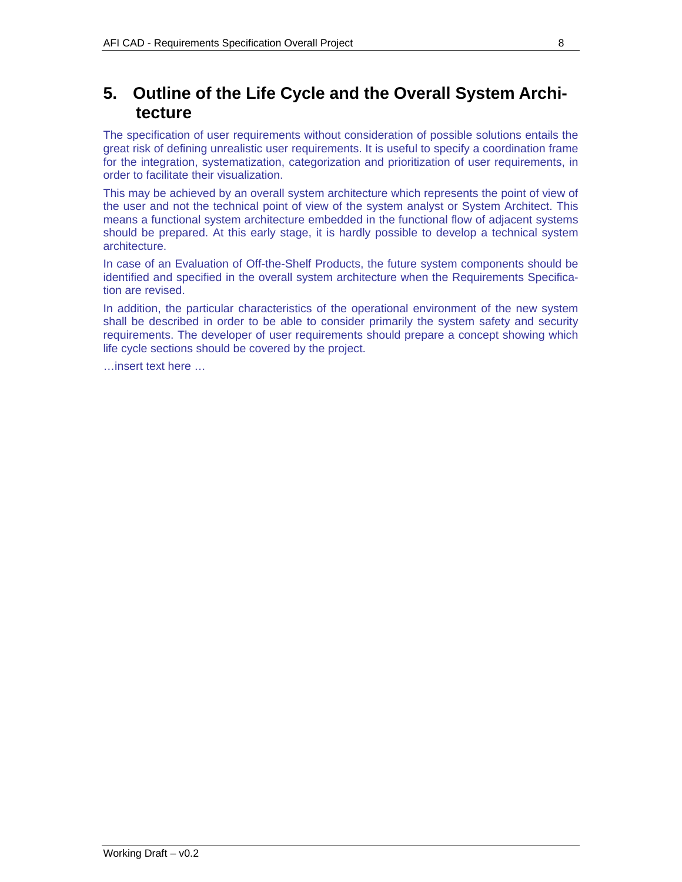# 5. Outline of the Life Cycle and the Overall System Architecture

The specification of user requirements without consideration of possible solutions entails the great risk of defining unrealistic user requirements. It is useful to specify a coordination frame for the integration, systematization, categorization and prioritization of user requirements, in order to facilitate their visualization.

This may be achieved by an overall system architecture which represents the point of view of the user and not the technical point of view of the system analyst or System Architect. This means a functional system architecture embedded in the functional flow of adjacent systems should be prepared. At this early stage, it is hardly possible to develop a technical system architecture.

In case of an Evaluation of Off-the-Shelf Products, the future system components should be identified and specified in the overall system architecture when the Requirements Specification are revised.

In addition, the particular characteristics of the operational environment of the new system shall be described in order to be able to consider primarily the system safety and security requirements. The developer of user requirements should prepare a concept showing which life cycle sections should be covered by the project.

…insert text here …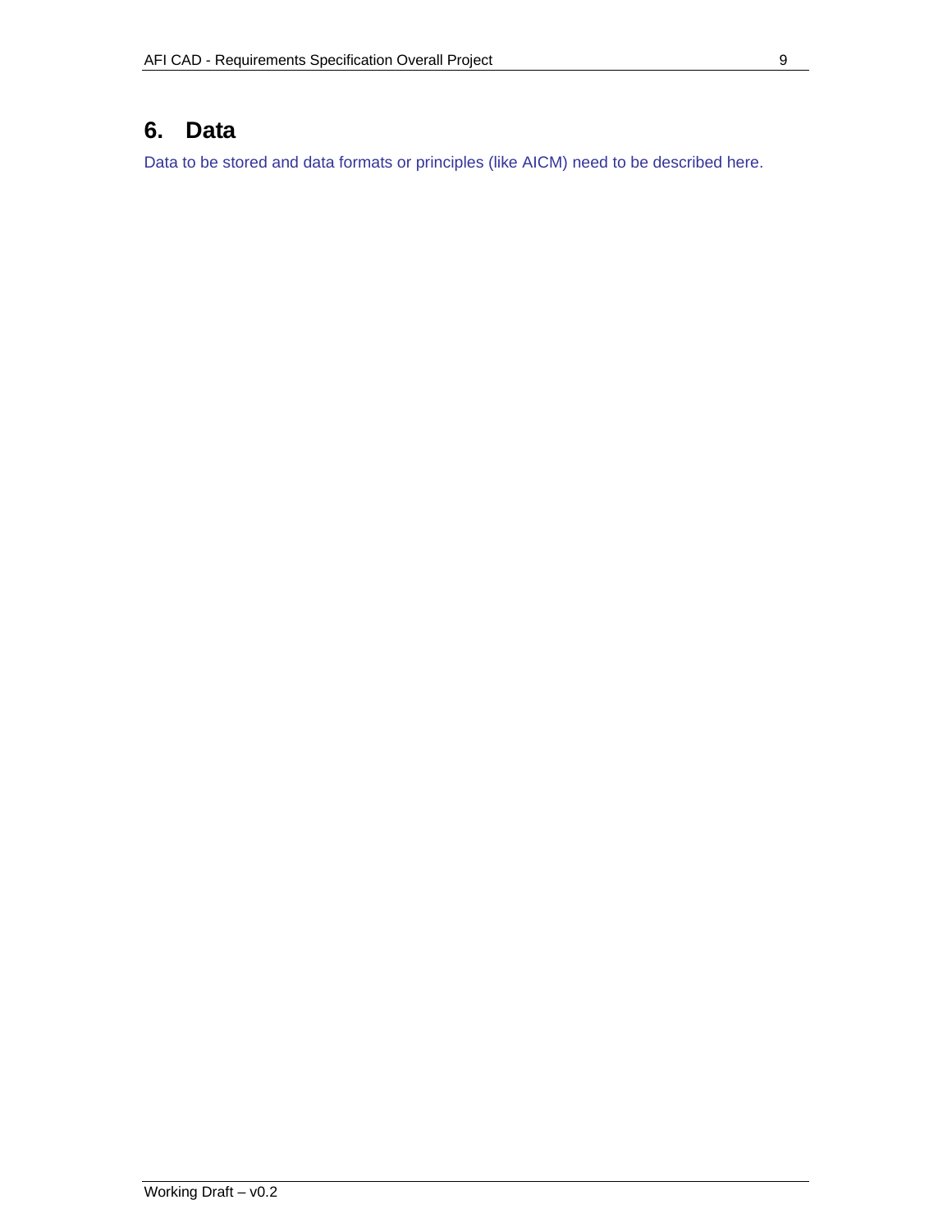# 6. Data

Data to be stored and data formats or principles (like AICM) need to be described here.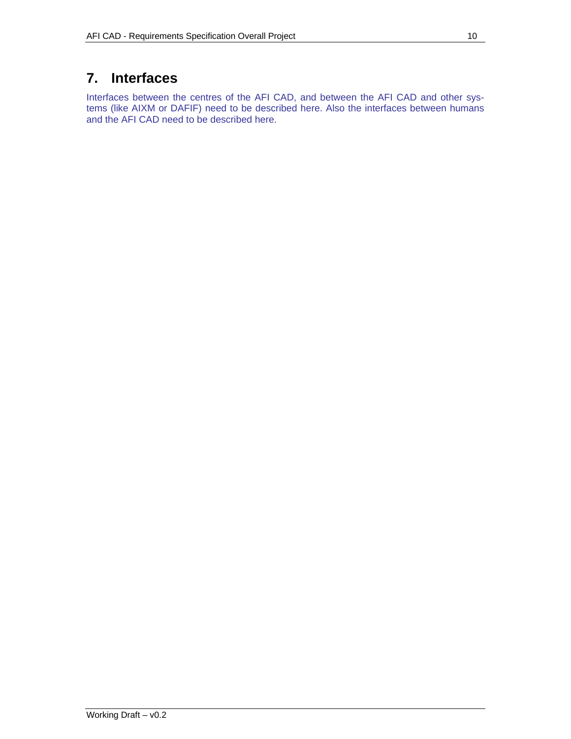# 7. Interfaces

Interfaces between the centres of the AFI CAD, and between the AFI CAD and other systems (like AIXM or DAFIF) need to be described here. Also the interfaces between humans and the AFI CAD need to be described here.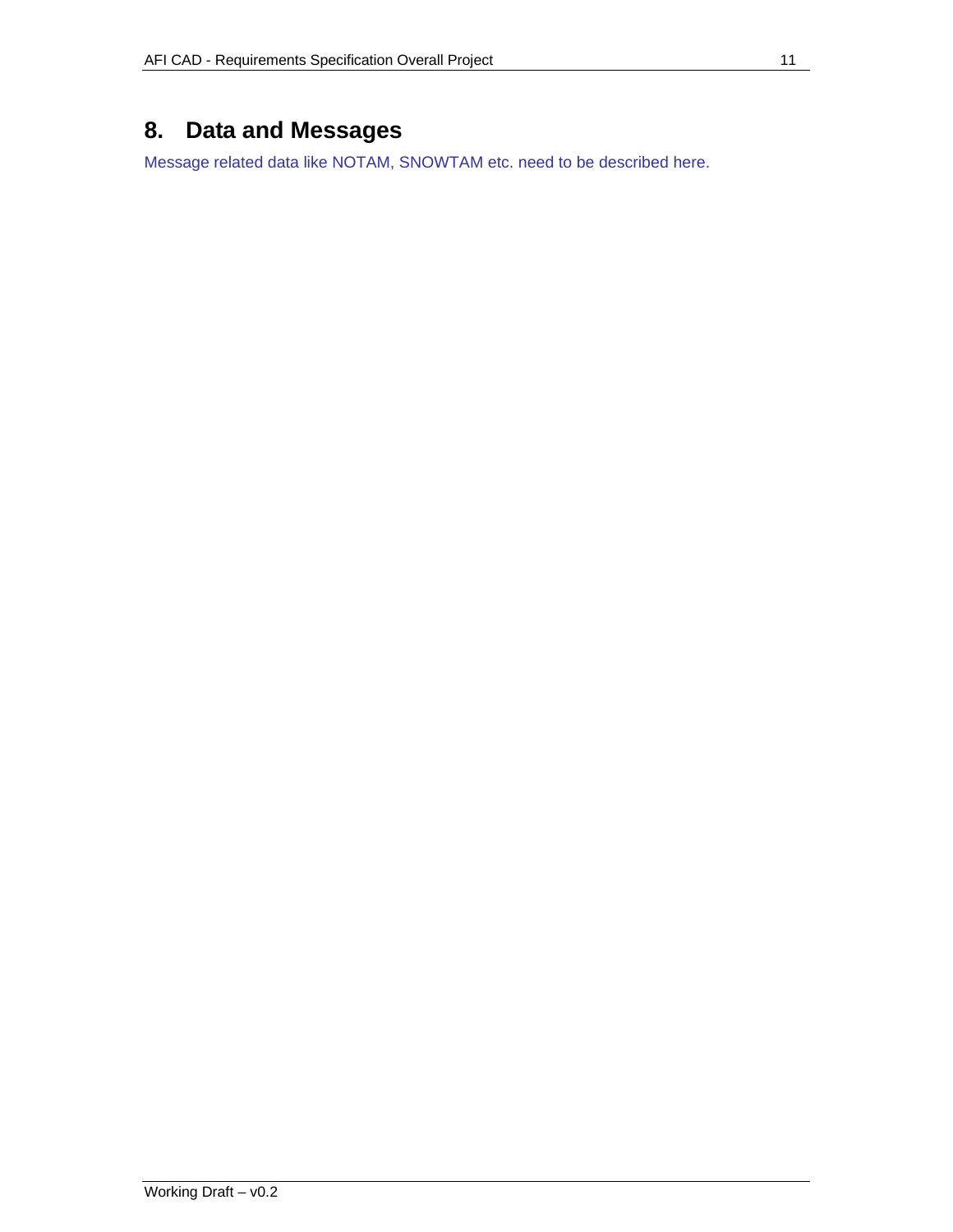# 8. Data and Messages

Message related data like NOTAM, SNOWTAM etc. need to be described here.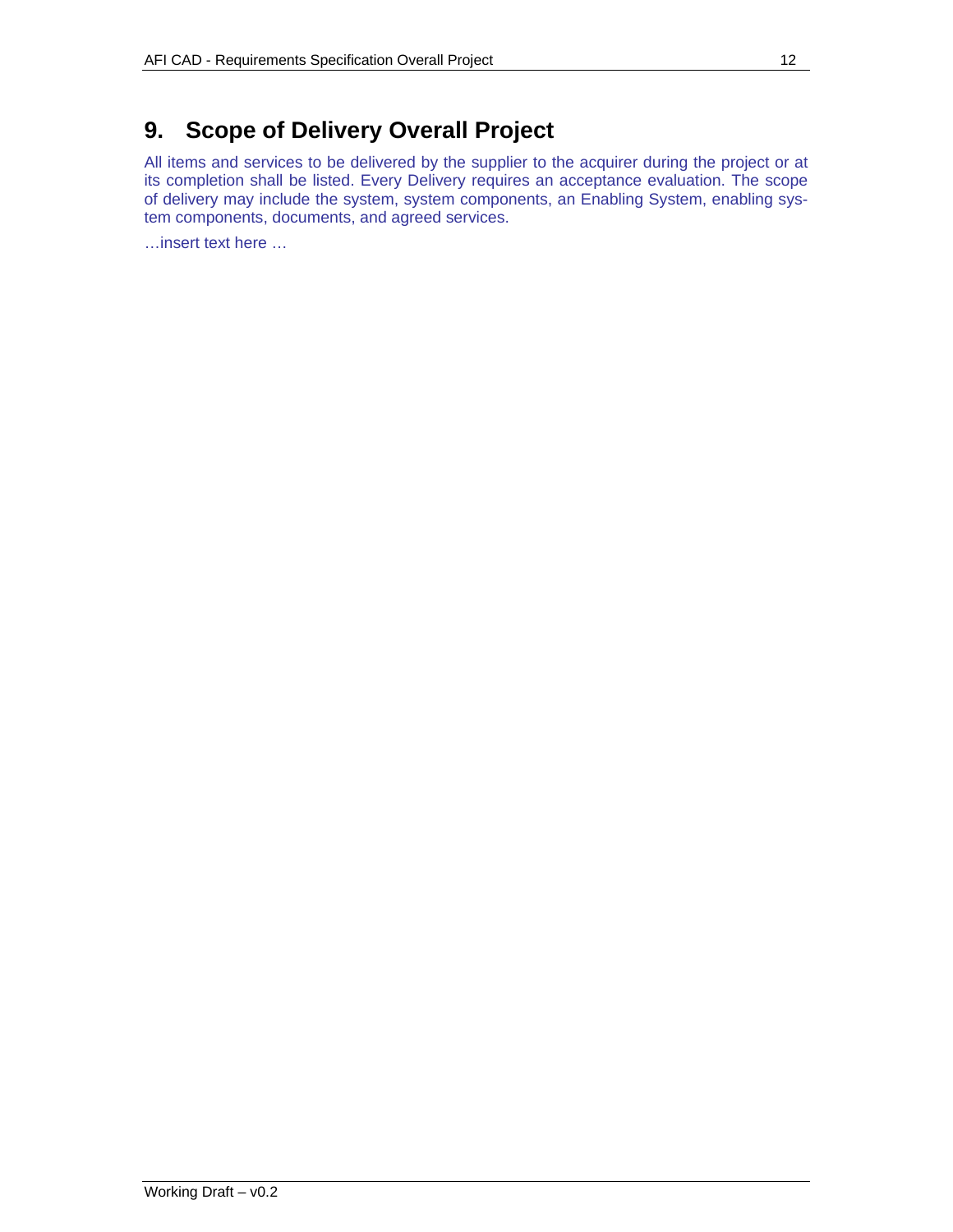# 9. Scope of Delivery Overall Project

All items and services to be delivered by the supplier to the acquirer during the project or at its completion shall be listed. Every Delivery requires an acceptance evaluation. The scope of delivery may include the system, system components, an Enabling System, enabling system components, documents, and agreed services.

…insert text here …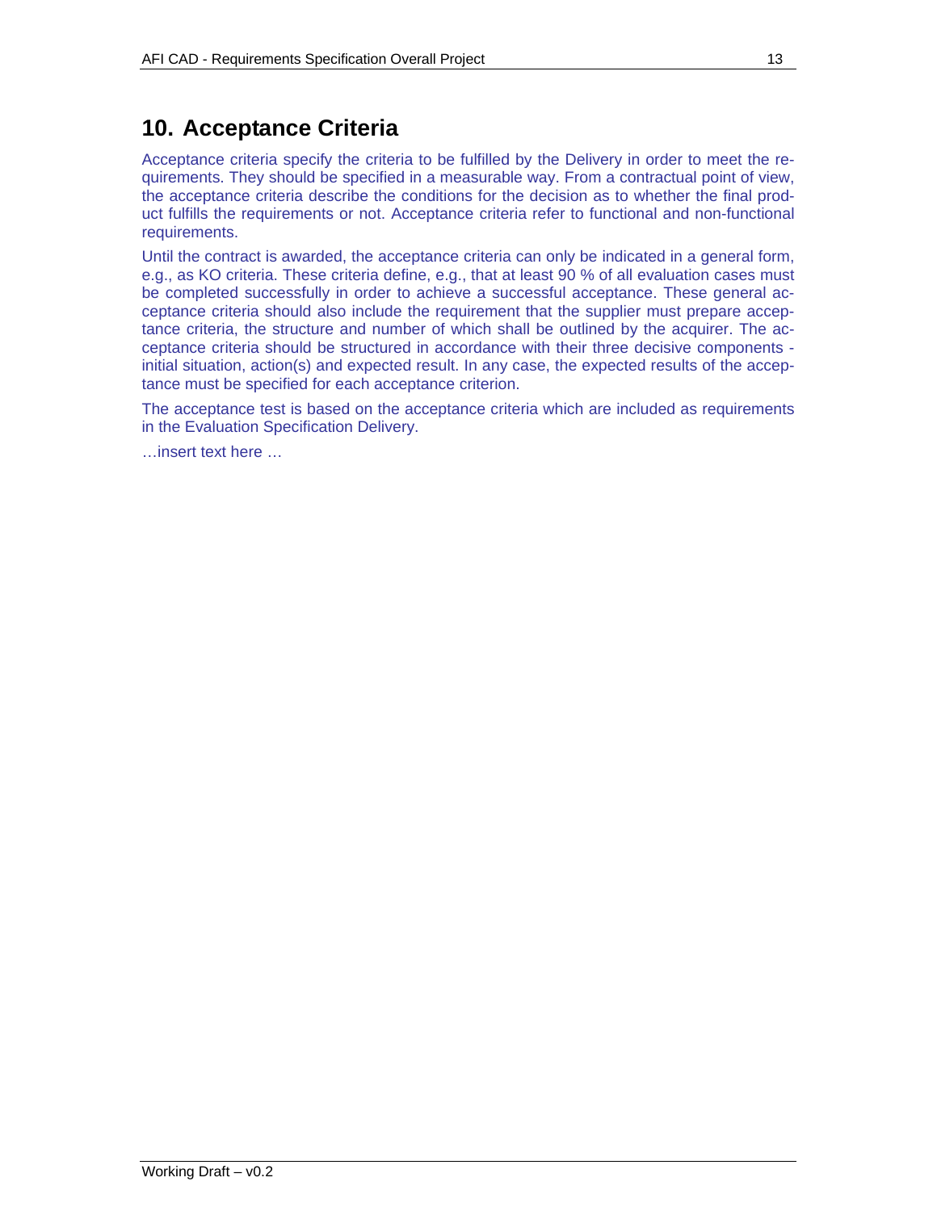# 10. Acceptance Criteria

Acceptance criteria specify the criteria to be fulfilled by the Delivery in order to meet the requirements. They should be specified in a measurable way. From a contractual point of view, the acceptance criteria describe the conditions for the decision as to whether the final product fulfills the requirements or not. Acceptance criteria refer to functional and non-functional requirements.

Until the contract is awarded, the acceptance criteria can only be indicated in a general form, e.g., as KO criteria. These criteria define, e.g., that at least 90 % of all evaluation cases must be completed successfully in order to achieve a successful acceptance. These general acceptance criteria should also include the requirement that the supplier must prepare acceptance criteria, the structure and number of which shall be outlined by the acquirer. The acceptance criteria should be structured in accordance with their three decisive components - initial situation, action(s) and expected result. In any case, the expected results of the acceptance must be specified for each acceptance criterion.

The acceptance test is based on the acceptance criteria which are included as requirements in the Evaluation Specification Delivery.

…insert text here …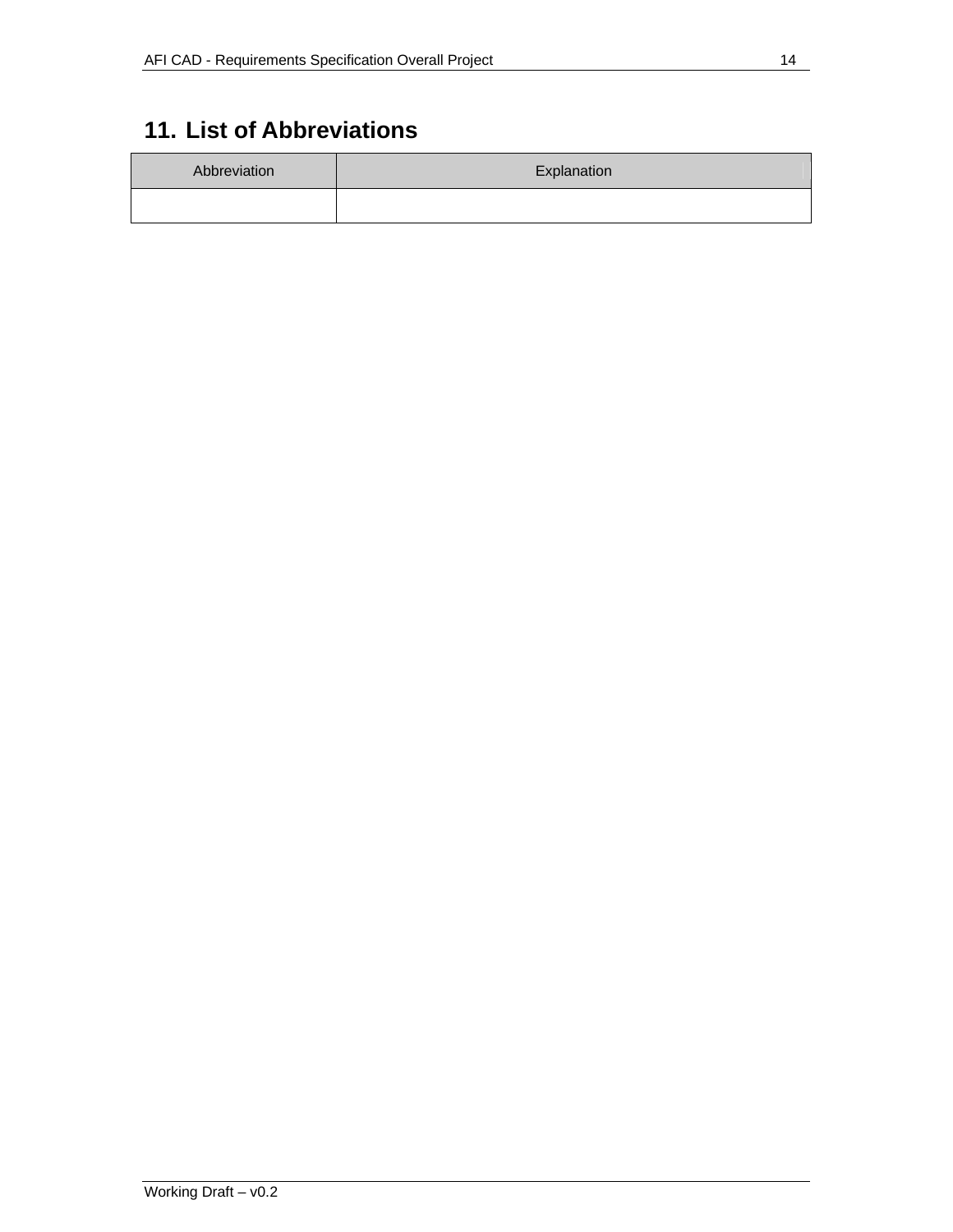# 11. List of Abbreviations

| Abbreviation | Explanation |
| --- | --- |
| | |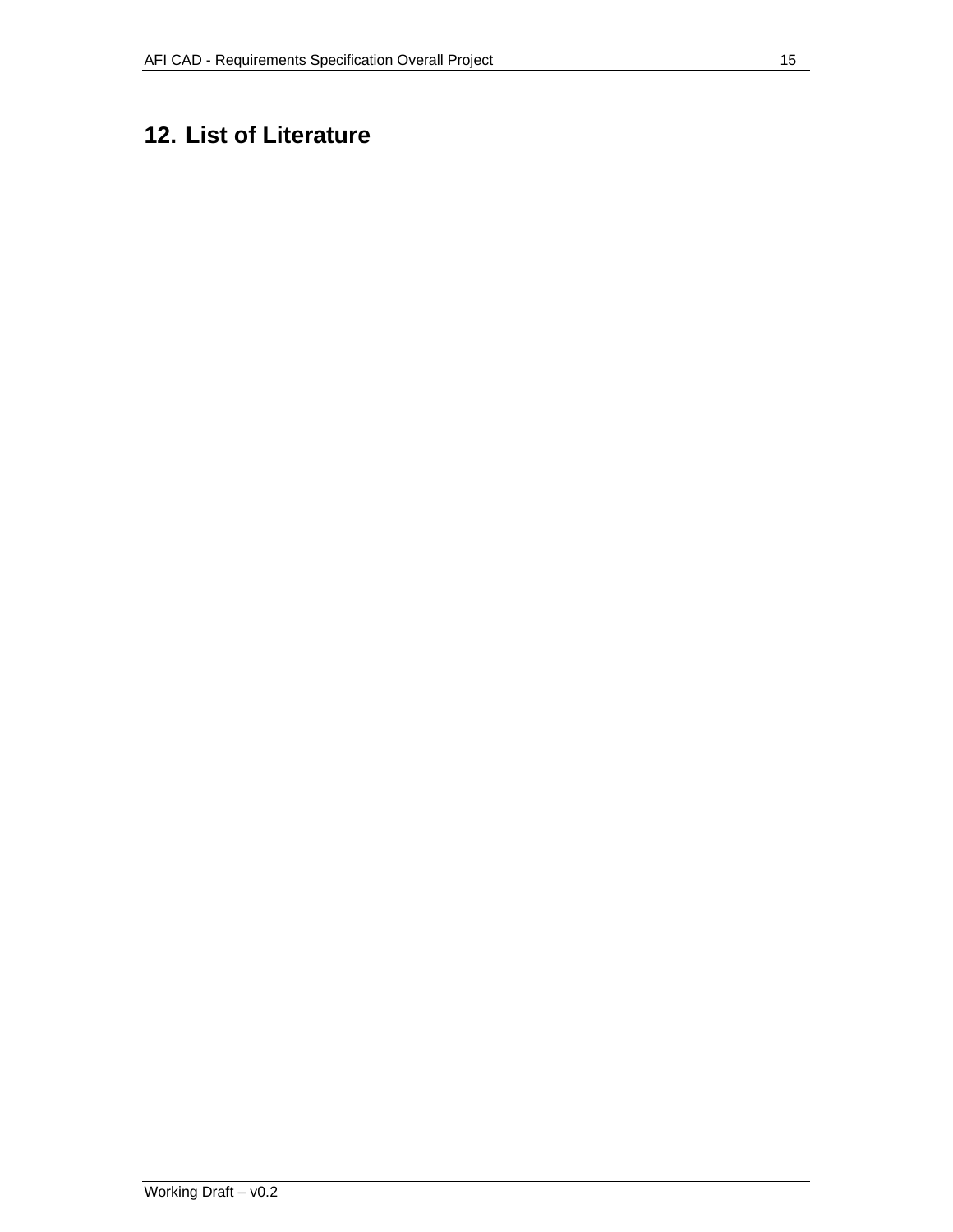# 12. List of Literature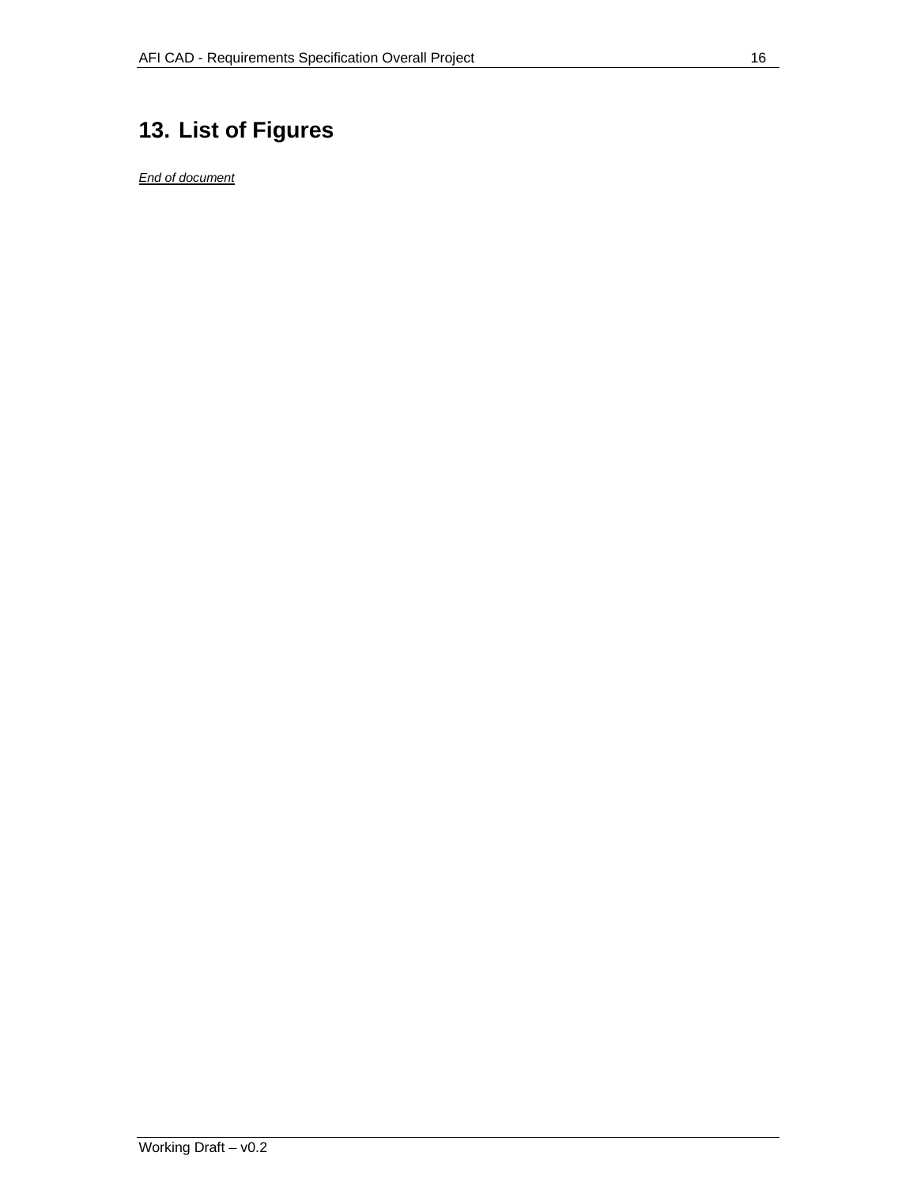# 13. List of Figures

*End of document*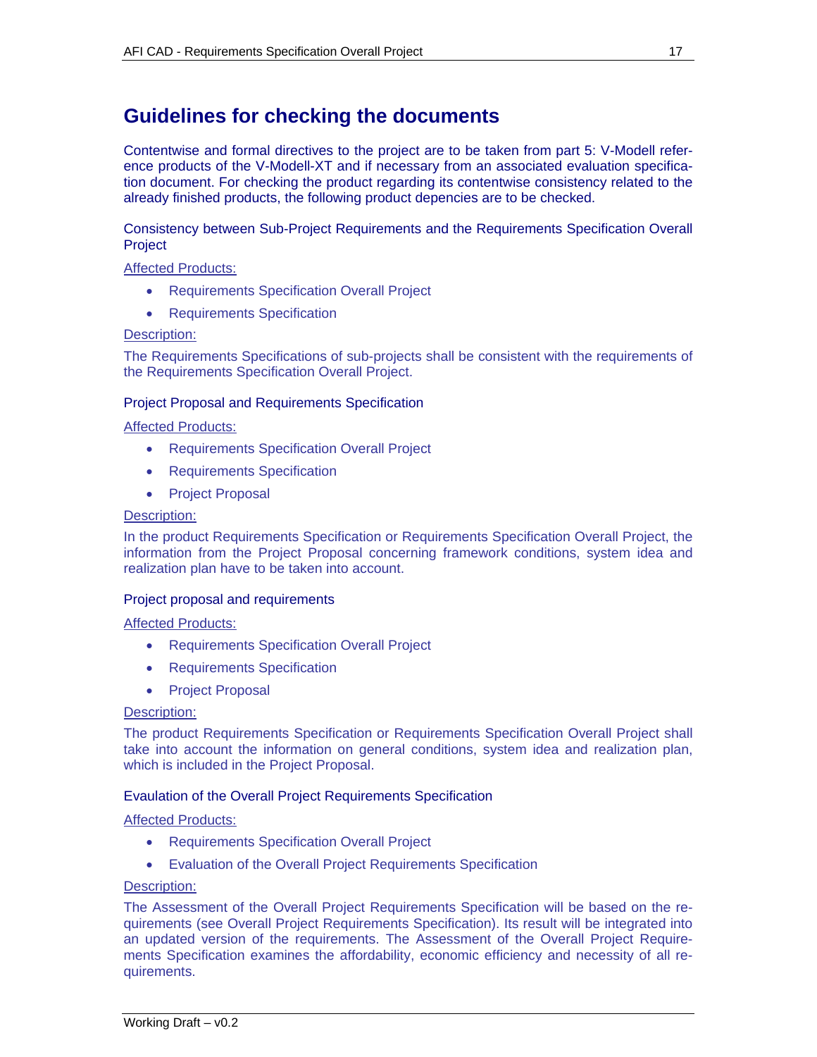# Guidelines for checking the documents

Contentwise and formal directives to the project are to be taken from part 5: V-Modell reference products of the V-Modell-XT and if necessary from an associated evaluation specification document. For checking the product regarding its contentwise consistency related to the already finished products, the following product depencies are to be checked.

### Consistency between Sub-Project Requirements and the Requirements Specification Overall Project

Affected Products:

- Requirements Specification Overall Project
- Requirements Specification

Description:

The Requirements Specifications of sub-projects shall be consistent with the requirements of the Requirements Specification Overall Project.

### Project Proposal and Requirements Specification

Affected Products:

- Requirements Specification Overall Project
- Requirements Specification
- Project Proposal

Description:

In the product Requirements Specification or Requirements Specification Overall Project, the information from the Project Proposal concerning framework conditions, system idea and realization plan have to be taken into account.

### Project proposal and requirements

Affected Products:

- Requirements Specification Overall Project
- Requirements Specification
- Project Proposal

Description:

The product Requirements Specification or Requirements Specification Overall Project shall take into account the information on general conditions, system idea and realization plan, which is included in the Project Proposal.

### Evaulation of the Overall Project Requirements Specification

Affected Products:

- Requirements Specification Overall Project
- Evaluation of the Overall Project Requirements Specification

Description:

The Assessment of the Overall Project Requirements Specification will be based on the requirements (see Overall Project Requirements Specification). Its result will be integrated into an updated version of the requirements. The Assessment of the Overall Project Requirements Specification examines the affordability, economic efficiency and necessity of all requirements.